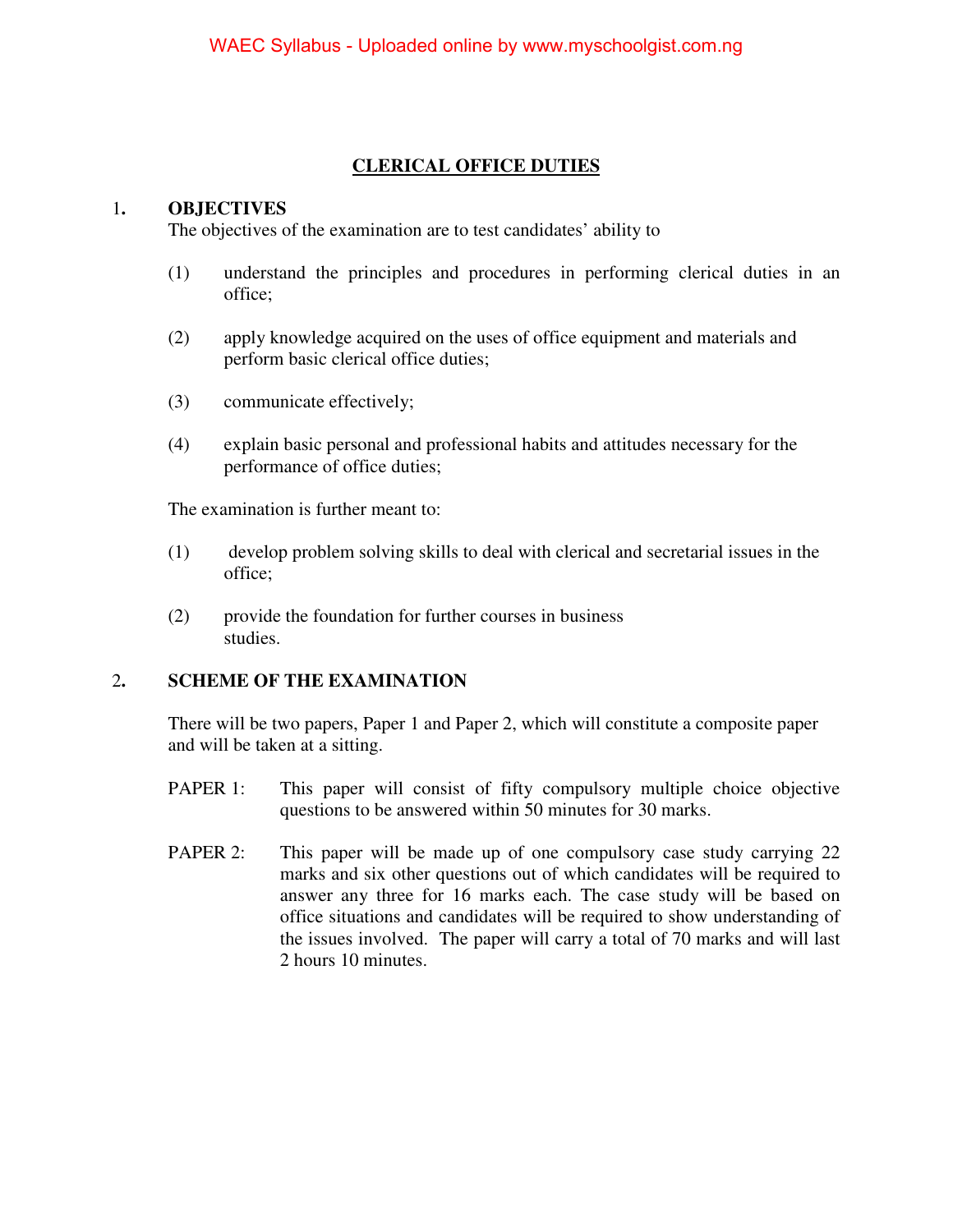# CLERICAL OFFICE DUTIES

## 1. OBJECTIVES

The objectives of the examination are to test candidates' ability to

(1) understand the principles and procedures in performing clerical duties in an office;

(2) apply knowledge acquired on the uses of office equipment and materials and perform basic clerical office duties;

(3) communicate effectively;

(4) explain basic personal and professional habits and attitudes necessary for the performance of office duties;

The examination is further meant to:

(1) develop problem solving skills to deal with clerical and secretarial issues in the office;

(2) provide the foundation for further courses in business studies.

## 2. SCHEME OF THE EXAMINATION

There will be two papers, Paper 1 and Paper 2, which will constitute a composite paper and will be taken at a sitting.

PAPER 1: This paper will consist of fifty compulsory multiple choice objective questions to be answered within 50 minutes for 30 marks.

PAPER 2: This paper will be made up of one compulsory case study carrying 22 marks and six other questions out of which candidates will be required to answer any three for 16 marks each. The case study will be based on office situations and candidates will be required to show understanding of the issues involved. The paper will carry a total of 70 marks and will last 2 hours 10 minutes.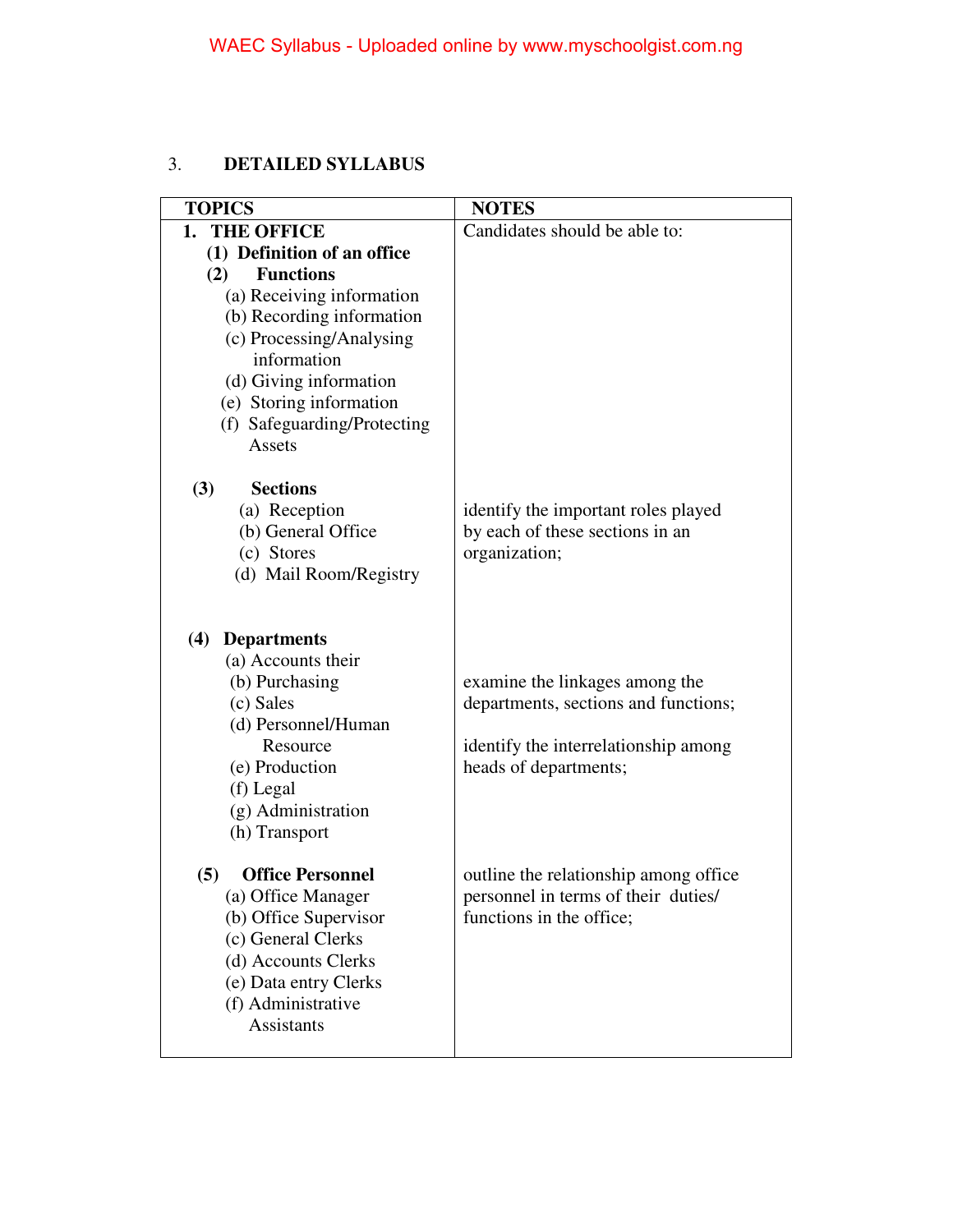3. **DETAILED SYLLABUS**

| TOPICS | NOTES |
|---|---|
| **1. THE OFFICE** | Candidates should be able to: |
| **(1) Definition of an office** | |
| **(2) Functions**<br>(a) Receiving information<br>(b) Recording information<br>(c) Processing/Analysing information<br>(d) Giving information<br>(e) Storing information<br>(f) Safeguarding/Protecting Assets | |
| **(3) Sections**<br>(a) Reception<br>(b) General Office<br>(c) Stores<br>(d) Mail Room/Registry | identify the important roles played by each of these sections in an organization; |
| **(4) Departments**<br>(a) Accounts their<br>(b) Purchasing<br>(c) Sales<br>(d) Personnel/Human Resource<br>(e) Production<br>(f) Legal<br>(g) Administration<br>(h) Transport | examine the linkages among the departments, sections and functions;<br><br>identify the interrelationship among heads of departments; |
| **(5) Office Personnel**<br>(a) Office Manager<br>(b) Office Supervisor<br>(c) General Clerks<br>(d) Accounts Clerks<br>(e) Data entry Clerks<br>(f) Administrative Assistants | outline the relationship among office personnel in terms of their duties/ functions in the office; |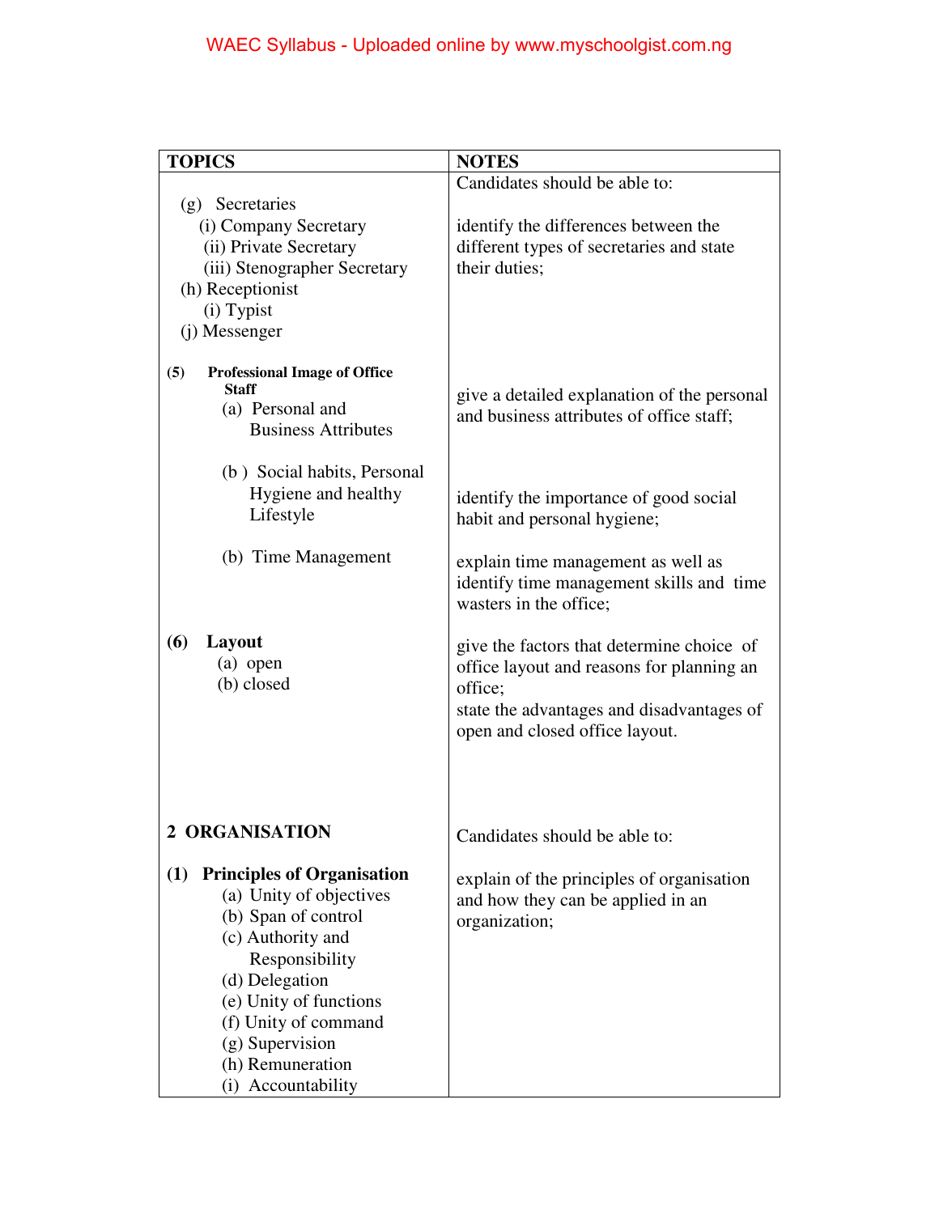| TOPICS | NOTES |
|---|---|
| (g) Secretaries<br>(i) Company Secretary<br>(ii) Private Secretary<br>(iii) Stenographer Secretary<br>(h) Receptionist<br>(i) Typist<br>(j) Messenger | Candidates should be able to:<br><br>identify the differences between the different types of secretaries and state their duties; |
| **(5) Professional Image of Office Staff**<br>(a) Personal and Business Attributes | give a detailed explanation of the personal and business attributes of office staff; |
| (b ) Social habits, Personal Hygiene and healthy Lifestyle | identify the importance of good social habit and personal hygiene; |
| (b) Time Management | explain time management as well as identify time management skills and time wasters in the office; |
| **(6) Layout**<br>(a) open<br>(b) closed | give the factors that determine choice of office layout and reasons for planning an office;<br>state the advantages and disadvantages of open and closed office layout. |
| **2 ORGANISATION** | Candidates should be able to: |
| **(1) Principles of Organisation**<br>(a) Unity of objectives<br>(b) Span of control<br>(c) Authority and Responsibility<br>(d) Delegation<br>(e) Unity of functions<br>(f) Unity of command<br>(g) Supervision<br>(h) Remuneration<br>(i) Accountability | explain of the principles of organisation and how they can be applied in an organization; |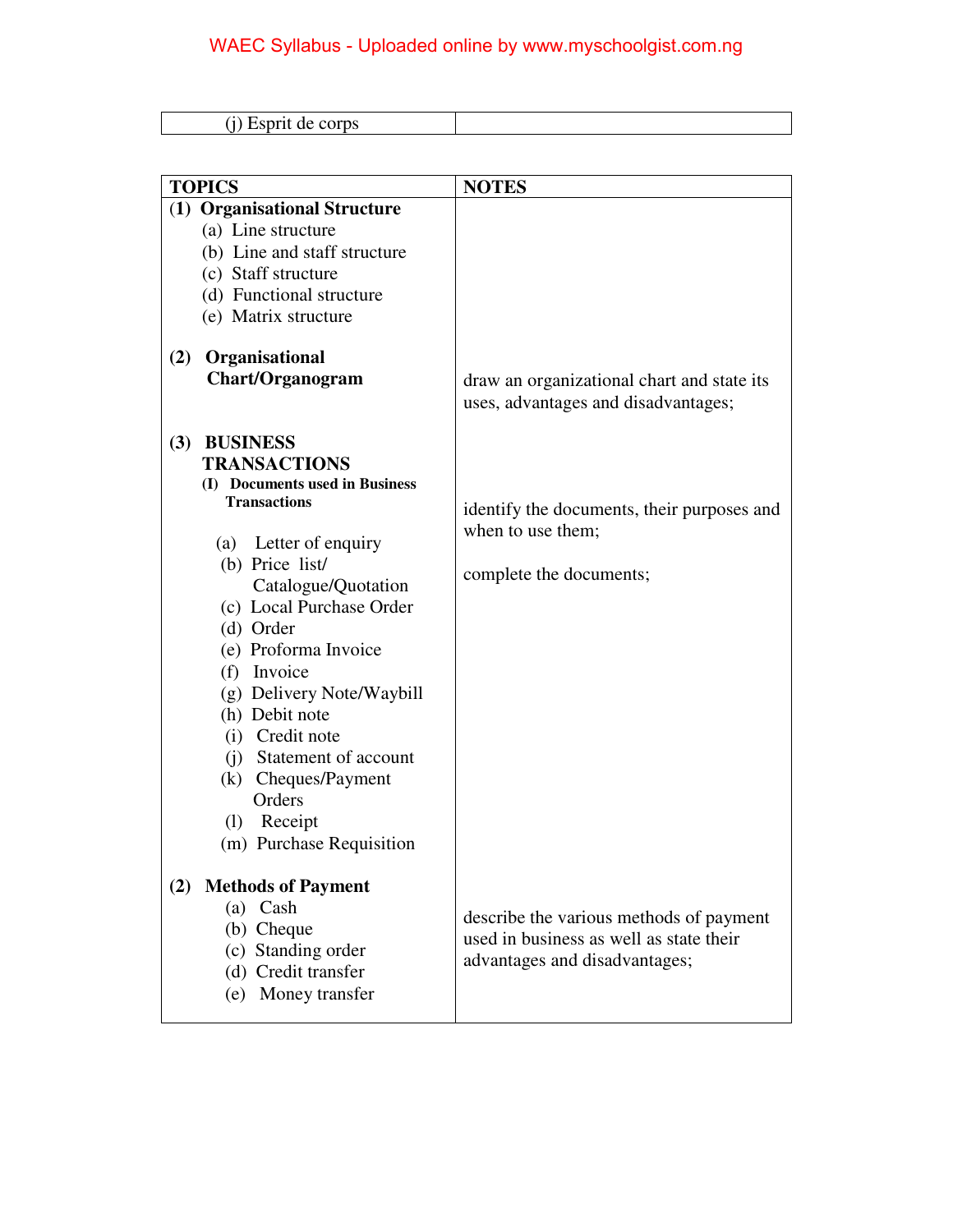| (j) Esprit de corps | |
|---|---|

| TOPICS | NOTES |
|---|---|
| **(1) Organisational Structure**<br>(a) Line structure<br>(b) Line and staff structure<br>(c) Staff structure<br>(d) Functional structure<br>(e) Matrix structure | |
| **(2) Organisational Chart/Organogram** | draw an organizational chart and state its uses, advantages and disadvantages; |
| **(3) BUSINESS TRANSACTIONS**<br>**(I) Documents used in Business Transactions**<br>(a) Letter of enquiry<br>(b) Price list/ Catalogue/Quotation<br>(c) Local Purchase Order<br>(d) Order<br>(e) Proforma Invoice<br>(f) Invoice<br>(g) Delivery Note/Waybill<br>(h) Debit note<br>(i) Credit note<br>(j) Statement of account<br>(k) Cheques/Payment Orders<br>(l) Receipt<br>(m) Purchase Requisition | identify the documents, their purposes and when to use them;<br><br>complete the documents; |
| **(2) Methods of Payment**<br>(a) Cash<br>(b) Cheque<br>(c) Standing order<br>(d) Credit transfer<br>(e) Money transfer | describe the various methods of payment used in business as well as state their advantages and disadvantages; |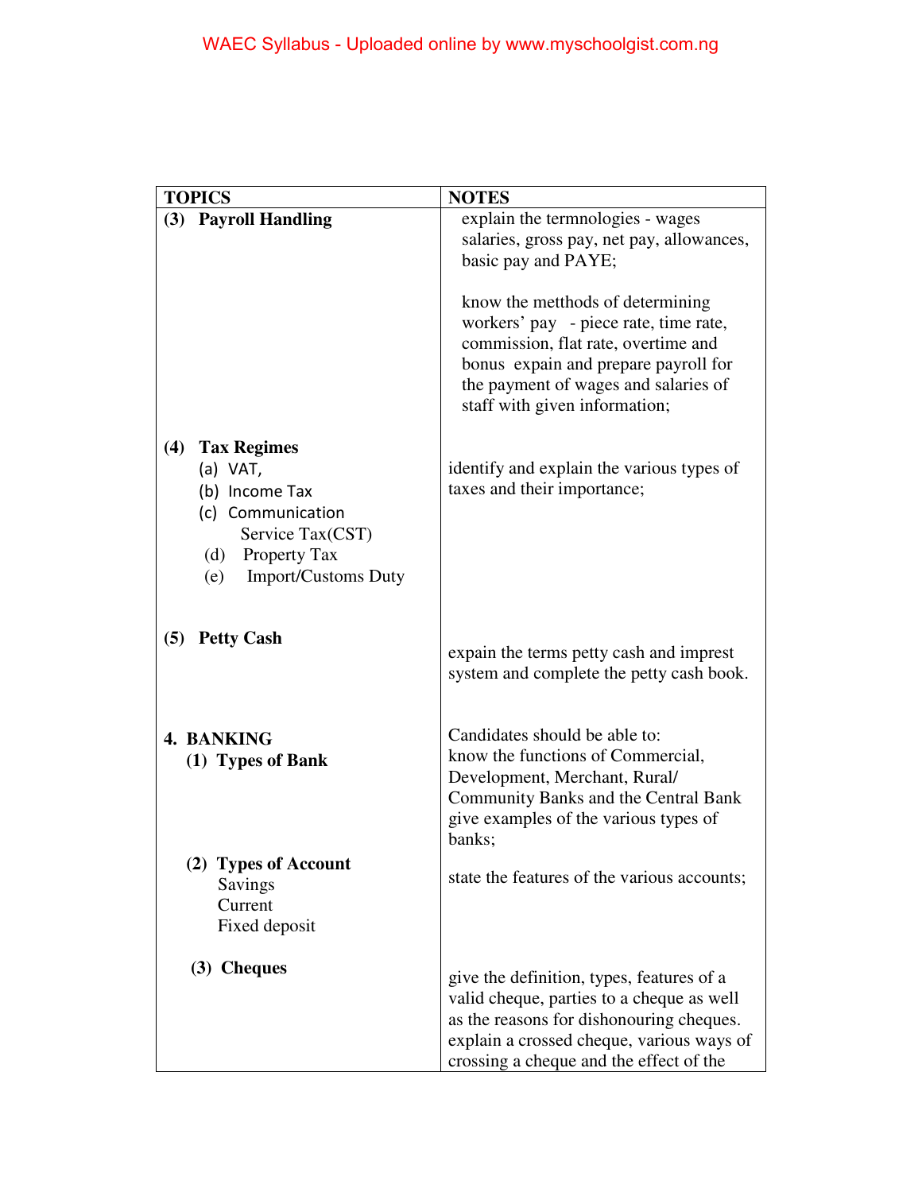| TOPICS | NOTES |
|---|---|
| **(3) Payroll Handling** | explain the termnologies - wages salaries, gross pay, net pay, allowances, basic pay and PAYE;<br><br>know the metthods of determining workers' pay - piece rate, time rate, commission, flat rate, overtime and bonus expain and prepare payroll for the payment of wages and salaries of staff with given information; |
| **(4) Tax Regimes**<br>(a) VAT,<br>(b) Income Tax<br>(c) Communication Service Tax(CST)<br>(d) Property Tax<br>(e) Import/Customs Duty | identify and explain the various types of taxes and their importance; |
| **(5) Petty Cash** | expain the terms petty cash and imprest system and complete the petty cash book. |
| **4. BANKING**<br>**(1) Types of Bank** | Candidates should be able to:<br>know the functions of Commercial, Development, Merchant, Rural/ Community Banks and the Central Bank give examples of the various types of banks; |
| **(2) Types of Account**<br>Savings<br>Current<br>Fixed deposit | state the features of the various accounts; |
| **(3) Cheques** | give the definition, types, features of a valid cheque, parties to a cheque as well as the reasons for dishonouring cheques. explain a crossed cheque, various ways of crossing a cheque and the effect of the |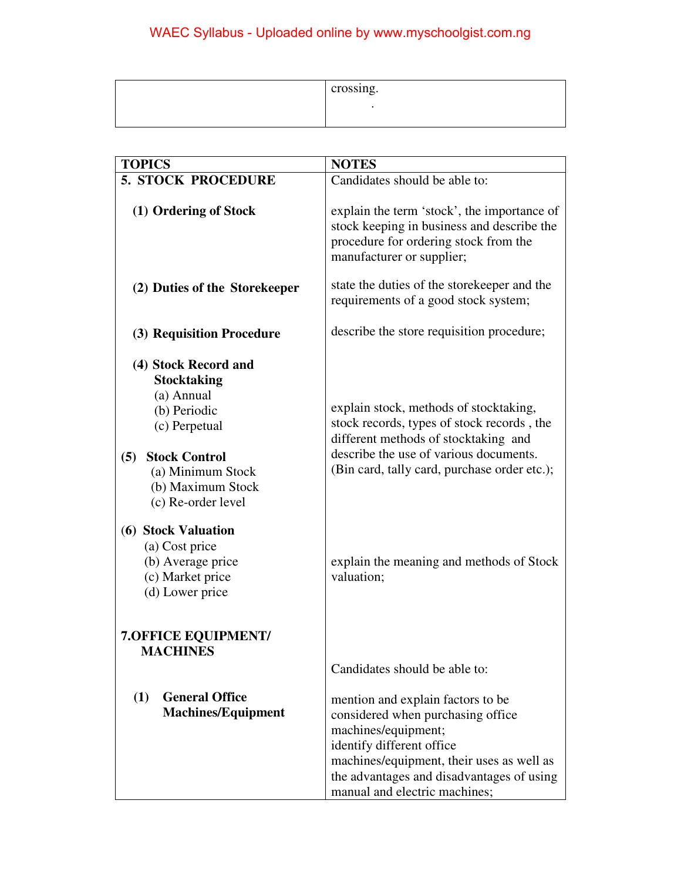| | |
|---|---|
| | crossing. |

| TOPICS | NOTES |
|---|---|
| **5. STOCK PROCEDURE** | Candidates should be able to: |
| **(1) Ordering of Stock** | explain the term 'stock', the importance of stock keeping in business and describe the procedure for ordering stock from the manufacturer or supplier; |
| **(2) Duties of the Storekeeper** | state the duties of the storekeeper and the requirements of a good stock system; |
| **(3) Requisition Procedure** | describe the store requisition procedure; |
| **(4) Stock Record and Stocktaking**<br>(a) Annual<br>(b) Periodic<br>(c) Perpetual<br><br>**(5) Stock Control**<br>(a) Minimum Stock<br>(b) Maximum Stock<br>(c) Re-order level | explain stock, methods of stocktaking, stock records, types of stock records , the different methods of stocktaking and describe the use of various documents. (Bin card, tally card, purchase order etc.); |
| **(6) Stock Valuation**<br>(a) Cost price<br>(b) Average price<br>(c) Market price<br>(d) Lower price | explain the meaning and methods of Stock valuation; |
| **7.OFFICE EQUIPMENT/ MACHINES** | Candidates should be able to: |
| **(1) General Office Machines/Equipment** | mention and explain factors to be considered when purchasing office machines/equipment;<br>identify different office machines/equipment, their uses as well as the advantages and disadvantages of using manual and electric machines; |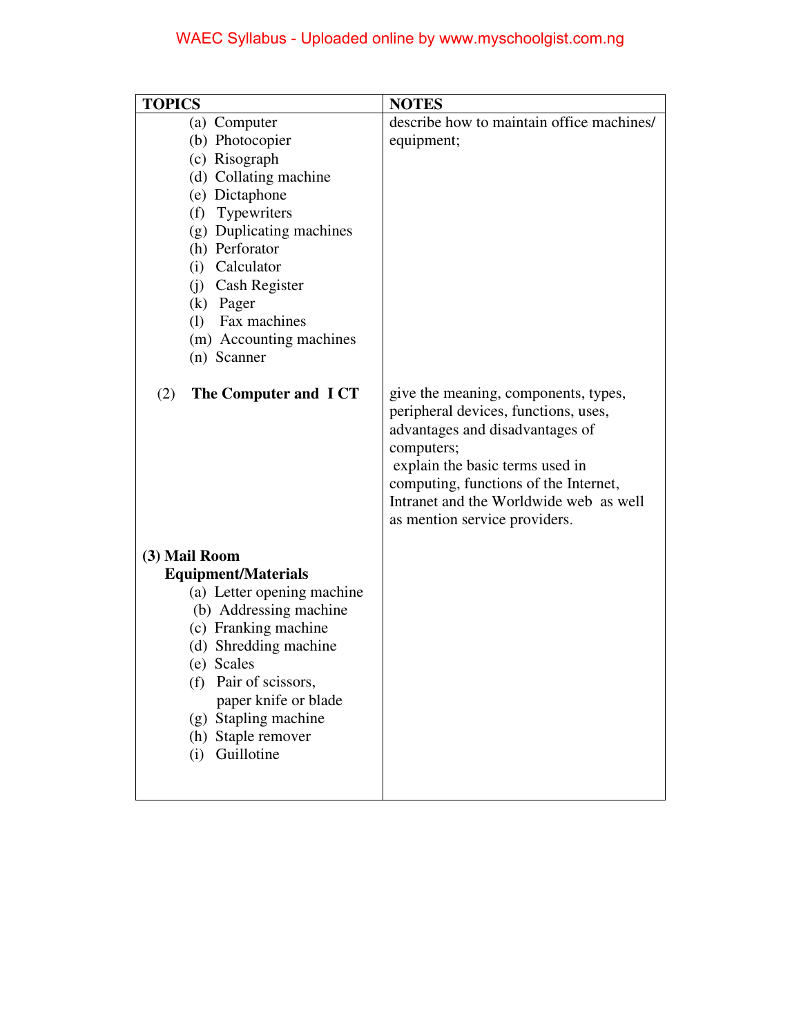| TOPICS | NOTES |
|---|---|
| (a) Computer<br>(b) Photocopier<br>(c) Risograph<br>(d) Collating machine<br>(e) Dictaphone<br>(f) Typewriters<br>(g) Duplicating machines<br>(h) Perforator<br>(i) Calculator<br>(j) Cash Register<br>(k) Pager<br>(l) Fax machines<br>(m) Accounting machines<br>(n) Scanner | describe how to maintain office machines/ equipment; |
| (2) **The Computer and I CT** | give the meaning, components, types, peripheral devices, functions, uses, advantages and disadvantages of computers;<br>explain the basic terms used in computing, functions of the Internet, Intranet and the Worldwide web as well as mention service providers. |
| **(3) Mail Room Equipment/Materials**<br>(a) Letter opening machine<br>(b) Addressing machine<br>(c) Franking machine<br>(d) Shredding machine<br>(e) Scales<br>(f) Pair of scissors, paper knife or blade<br>(g) Stapling machine<br>(h) Staple remover<br>(i) Guillotine | |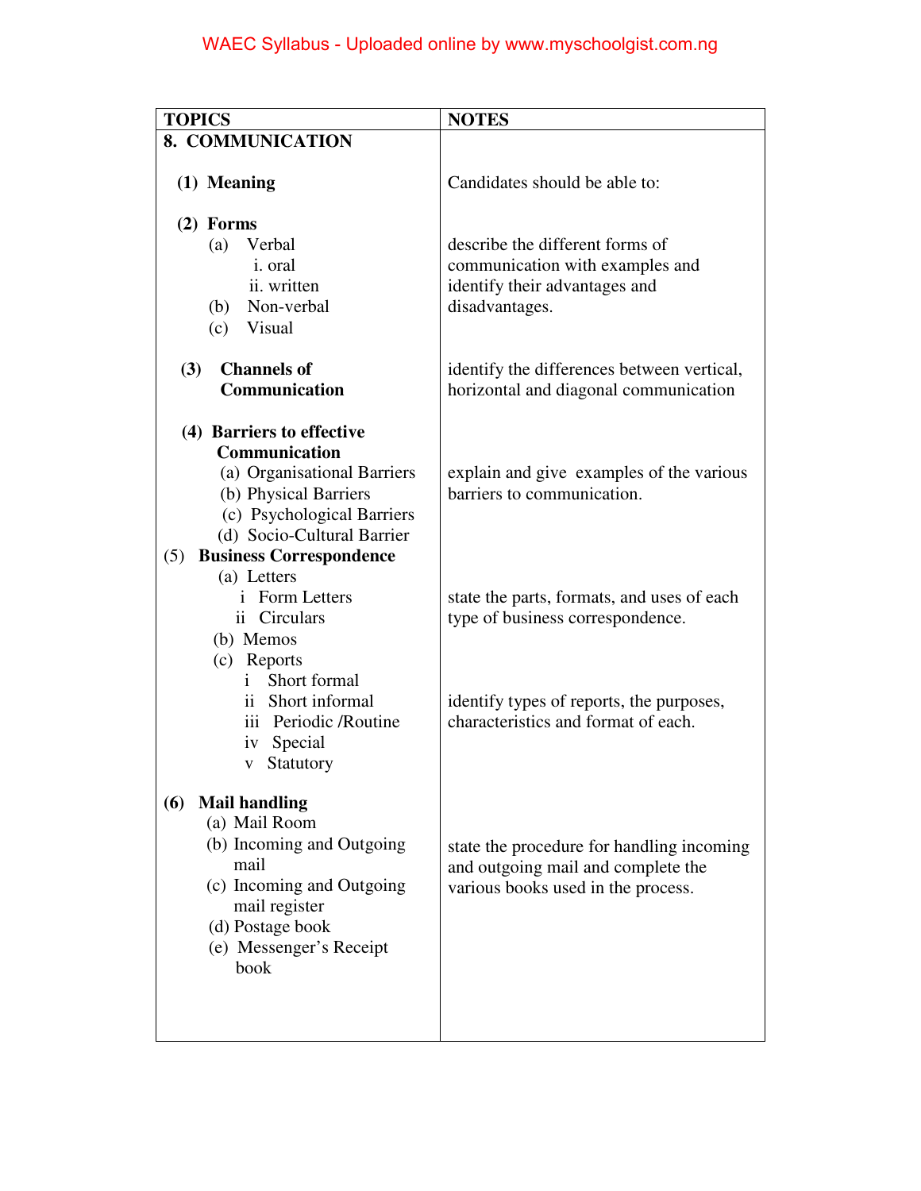| TOPICS | NOTES |
|---|---|
| **8. COMMUNICATION** | |
| **(1) Meaning** | Candidates should be able to: |
| **(2) Forms**<br>(a) Verbal<br>i. oral<br>ii. written<br>(b) Non-verbal<br>(c) Visual | describe the different forms of communication with examples and identify their advantages and disadvantages. |
| **(3) Channels of Communication** | identify the differences between vertical, horizontal and diagonal communication |
| **(4) Barriers to effective Communication**<br>(a) Organisational Barriers<br>(b) Physical Barriers<br>(c) Psychological Barriers<br>(d) Socio-Cultural Barrier | explain and give examples of the various barriers to communication. |
| (5) **Business Correspondence**<br>(a) Letters<br>i Form Letters<br>ii Circulars<br>(b) Memos | state the parts, formats, and uses of each type of business correspondence. |
| (c) Reports<br>i Short formal<br>ii Short informal<br>iii Periodic /Routine<br>iv Special<br>v Statutory | identify types of reports, the purposes, characteristics and format of each. |
| **(6) Mail handling**<br>(a) Mail Room<br>(b) Incoming and Outgoing mail<br>(c) Incoming and Outgoing mail register<br>(d) Postage book<br>(e) Messenger's Receipt book | state the procedure for handling incoming and outgoing mail and complete the various books used in the process. |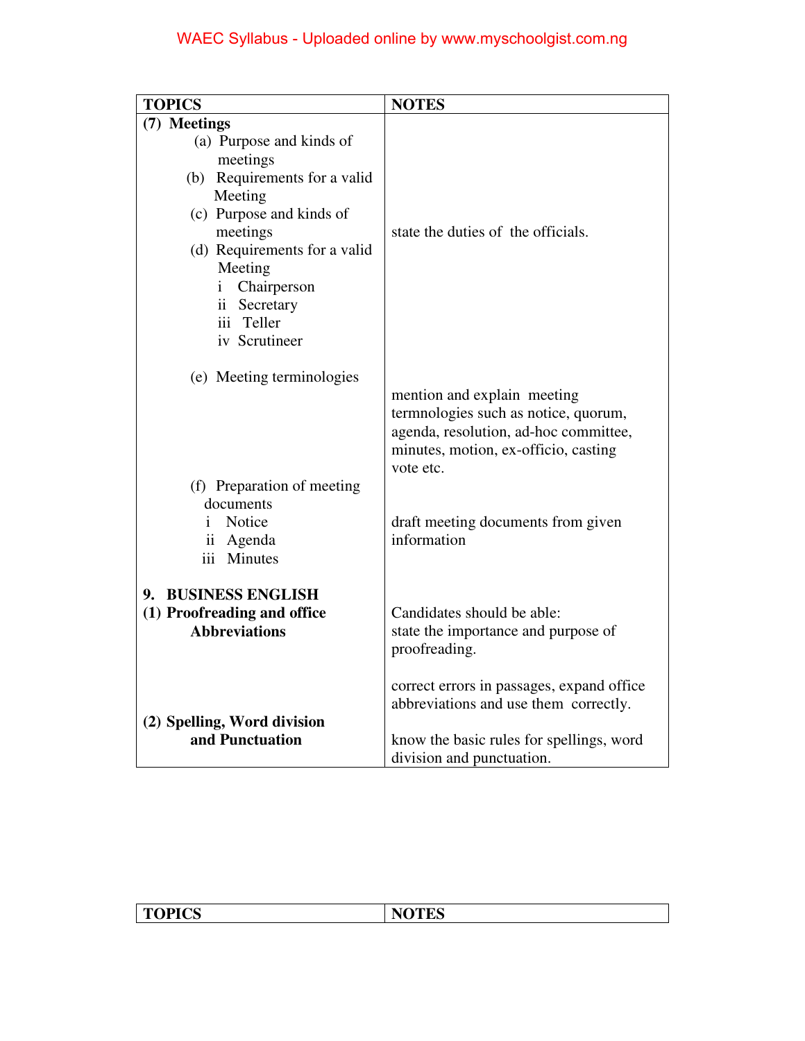| TOPICS | NOTES |
|---|---|
| **(7) Meetings**<br>(a) Purpose and kinds of meetings<br>(b) Requirements for a valid Meeting<br>(c) Purpose and kinds of meetings<br>(d) Requirements for a valid Meeting<br>i Chairperson<br>ii Secretary<br>iii Teller<br>iv Scrutineer | state the duties of the officials. |
| (e) Meeting terminologies | mention and explain meeting termnologies such as notice, quorum, agenda, resolution, ad-hoc committee, minutes, motion, ex-officio, casting vote etc. |
| (f) Preparation of meeting documents<br>i Notice<br>ii Agenda<br>iii Minutes | draft meeting documents from given information |
| **9. BUSINESS ENGLISH**<br>**(1) Proofreading and office Abbreviations** | Candidates should be able:<br>state the importance and purpose of proofreading.<br><br>correct errors in passages, expand office abbreviations and use them correctly. |
| **(2) Spelling, Word division and Punctuation** | know the basic rules for spellings, word division and punctuation. |

| TOPICS | NOTES |
|---|---|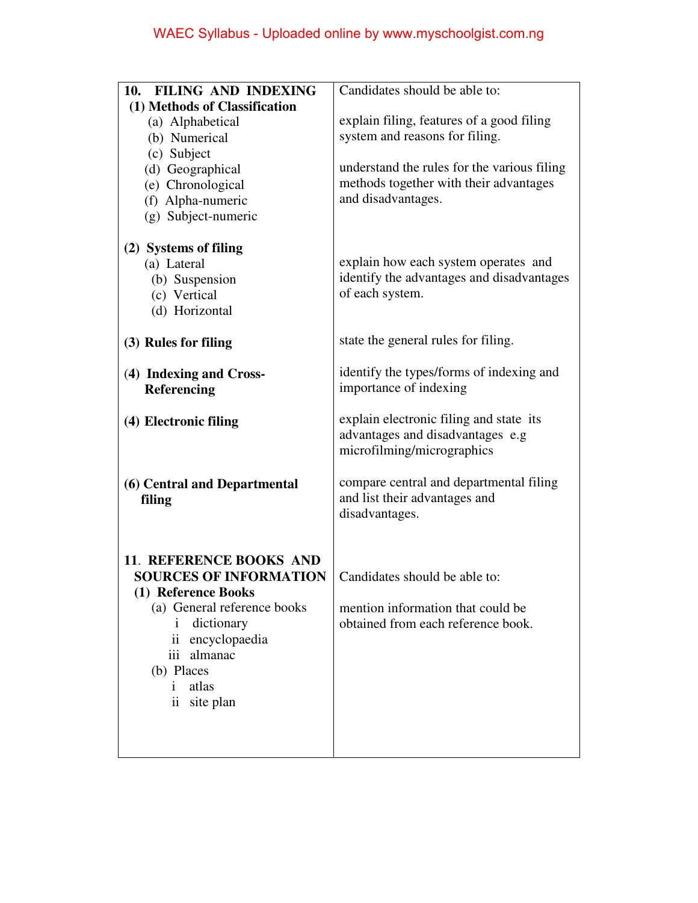| **10. FILING AND INDEXING**<br>**(1) Methods of Classification**<br>(a) Alphabetical<br>(b) Numerical<br>(c) Subject<br>(d) Geographical<br>(e) Chronological<br>(f) Alpha-numeric<br>(g) Subject-numeric | Candidates should be able to:<br><br>explain filing, features of a good filing system and reasons for filing.<br><br>understand the rules for the various filing methods together with their advantages and disadvantages. |
|---|---|
| **(2) Systems of filing**<br>(a) Lateral<br>(b) Suspension<br>(c) Vertical<br>(d) Horizontal | explain how each system operates and identify the advantages and disadvantages of each system. |
| **(3) Rules for filing** | state the general rules for filing. |
| **(4) Indexing and Cross-Referencing** | identify the types/forms of indexing and importance of indexing |
| **(4) Electronic filing** | explain electronic filing and state its advantages and disadvantages e.g microfilming/micrographics |
| **(6) Central and Departmental filing** | compare central and departmental filing and list their advantages and disadvantages. |
| **11. REFERENCE BOOKS AND SOURCES OF INFORMATION**<br>**(1) Reference Books**<br>(a) General reference books<br>i dictionary<br>ii encyclopaedia<br>iii almanac<br>(b) Places<br>i atlas<br>ii site plan | Candidates should be able to:<br><br>mention information that could be obtained from each reference book. |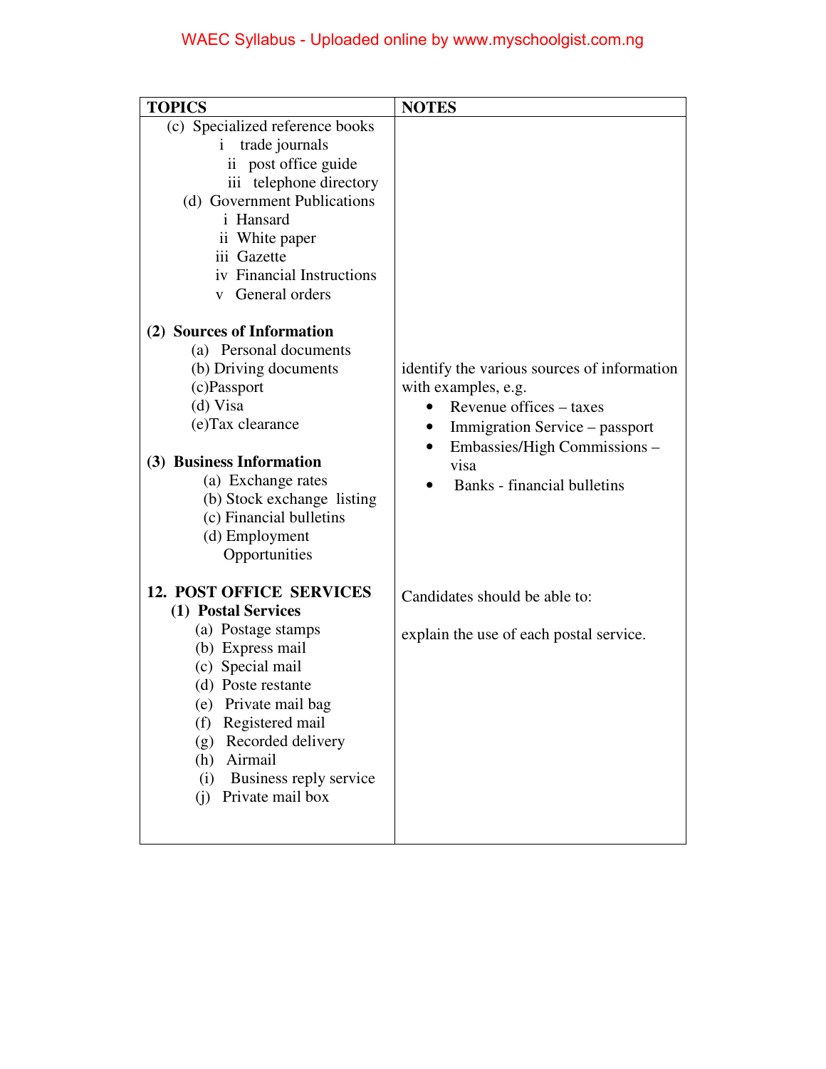| TOPICS | NOTES |
|---|---|
| (c) Specialized reference books<br>i trade journals<br>ii post office guide<br>iii telephone directory<br>(d) Government Publications<br>i Hansard<br>ii White paper<br>iii Gazette<br>iv Financial Instructions<br>v General orders | |
| **(2) Sources of Information**<br>(a) Personal documents<br>(b) Driving documents<br>(c) Passport<br>(d) Visa<br>(e) Tax clearance<br><br>**(3) Business Information**<br>(a) Exchange rates<br>(b) Stock exchange listing<br>(c) Financial bulletins<br>(d) Employment Opportunities | identify the various sources of information with examples, e.g.<br>• Revenue offices – taxes<br>• Immigration Service – passport<br>• Embassies/High Commissions – visa<br>• Banks - financial bulletins |
| **12. POST OFFICE SERVICES**<br>**(1) Postal Services**<br>(a) Postage stamps<br>(b) Express mail<br>(c) Special mail<br>(d) Poste restante<br>(e) Private mail bag<br>(f) Registered mail<br>(g) Recorded delivery<br>(h) Airmail<br>(i) Business reply service<br>(j) Private mail box | Candidates should be able to:<br><br>explain the use of each postal service. |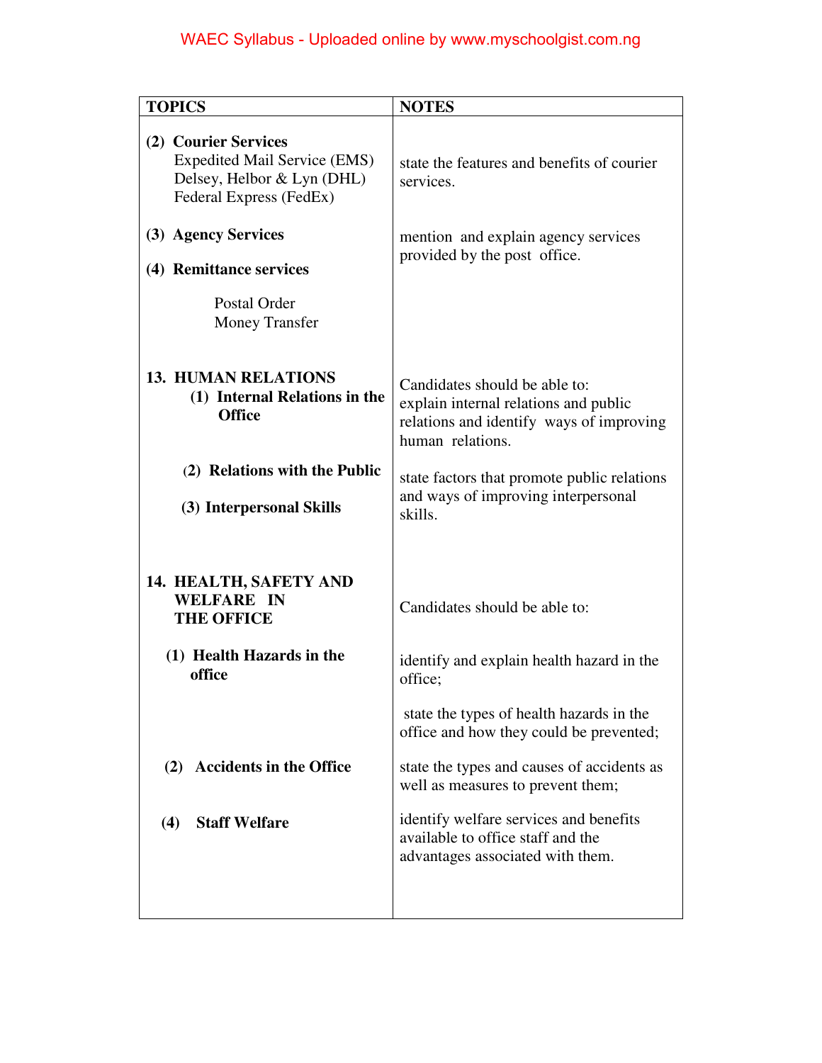| TOPICS | NOTES |
|---|---|
| **(2) Courier Services**<br>Expedited Mail Service (EMS)<br>Delsey, Helbor & Lyn (DHL)<br>Federal Express (FedEx) | state the features and benefits of courier services. |
| **(3) Agency Services**<br><br>**(4) Remittance services**<br>Postal Order<br>Money Transfer | mention and explain agency services provided by the post office. |
| **13. HUMAN RELATIONS**<br>**(1) Internal Relations in the Office** | Candidates should be able to:<br>explain internal relations and public relations and identify ways of improving human relations. |
| **(2) Relations with the Public**<br><br>**(3) Interpersonal Skills** | state factors that promote public relations and ways of improving interpersonal skills. |
| **14. HEALTH, SAFETY AND WELFARE IN THE OFFICE** | Candidates should be able to: |
| **(1) Health Hazards in the office** | identify and explain health hazard in the office;<br><br>state the types of health hazards in the office and how they could be prevented; |
| **(2) Accidents in the Office** | state the types and causes of accidents as well as measures to prevent them; |
| **(4) Staff Welfare** | identify welfare services and benefits available to office staff and the advantages associated with them. |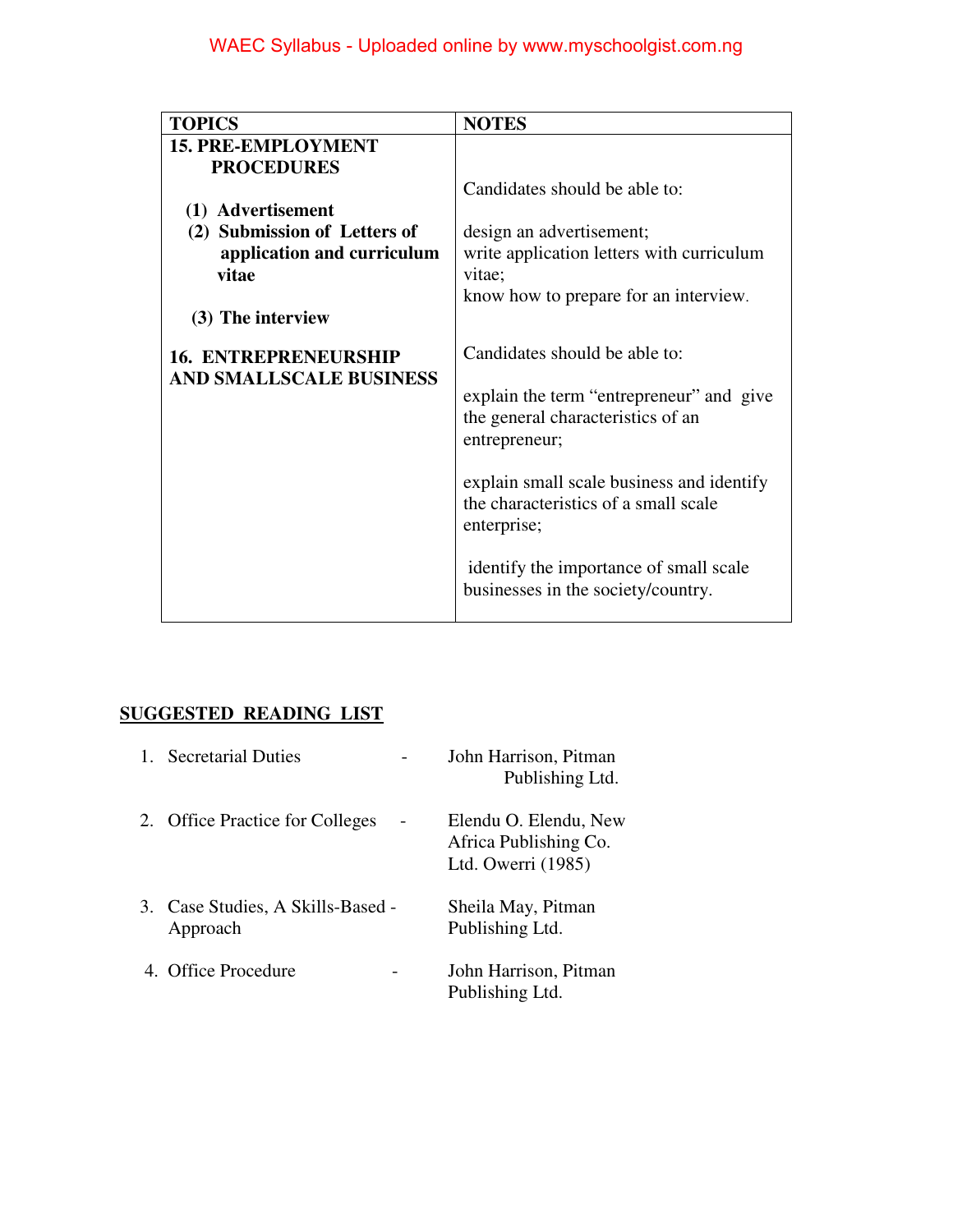| TOPICS | NOTES |
|---|---|
| **15. PRE-EMPLOYMENT PROCEDURES** | Candidates should be able to: |
| **(1) Advertisement** | |
| **(2) Submission of Letters of application and curriculum vitae** | design an advertisement; write application letters with curriculum vitae; know how to prepare for an interview. |
| **(3) The interview** | |
| **16. ENTREPRENEURSHIP AND SMALLSCALE BUSINESS** | Candidates should be able to: explain the term "entrepreneur" and give the general characteristics of an entrepreneur; explain small scale business and identify the characteristics of a small scale enterprise; identify the importance of small scale businesses in the society/country. |

## SUGGESTED READING LIST

1. Secretarial Duties - John Harrison, Pitman Publishing Ltd.
2. Office Practice for Colleges - Elendu O. Elendu, New Africa Publishing Co. Ltd. Owerri (1985)
3. Case Studies, A Skills-Based Approach - Sheila May, Pitman Publishing Ltd.
4. Office Procedure - John Harrison, Pitman Publishing Ltd.